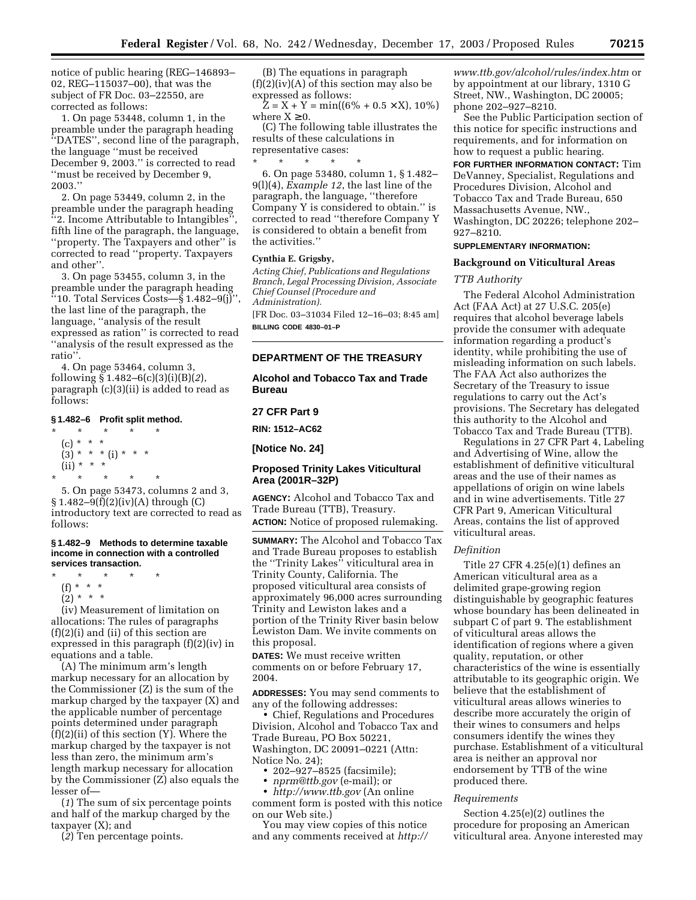notice of public hearing (REG–146893–02, REG–115037–00), that was the subject of FR Doc. 03–22550, are corrected as follows:

1. On page 53448, column 1, in the preamble under the paragraph heading ''DATES'', second line of the paragraph, the language ''must be received December 9, 2003.'' is corrected to read ''must be received by December 9, 2003.''

2. On page 53449, column 2, in the preamble under the paragraph heading ''2. Income Attributable to Intangibles'', fifth line of the paragraph, the language, ''property. The Taxpayers and other'' is corrected to read ''property. Taxpayers and other''.

3. On page 53455, column 3, in the preamble under the paragraph heading ''10. Total Services Costs—§ 1.482–9(j)'', the last line of the paragraph, the language, ''analysis of the result expressed as ration'' is corrected to read ''analysis of the result expressed as the ratio''.

4. On page 53464, column 3, following § 1.482–6(c)(3)(i)(B)(*2*), paragraph (c)(3)(ii) is added to read as follows:

**§ 1.482–6 Profit split method.**

\* \* \* \* \*

(c) \* \* \*

(3) \* \* \* (i) \* \* \*

(ii) \* \* \*

\* \* \* \* \*

5. On page 53473, columns 2 and 3, § 1.482–9(f)(2)(iv)(A) through (C) introductory text are corrected to read as follows:

**§ 1.482–9 Methods to determine taxable income in connection with a controlled services transaction.**

\* \* \* \* \*

(f) \* \* \*

(2) \* \* \*

(iv) Measurement of limitation on allocations: The rules of paragraphs (f)(2)(i) and (ii) of this section are expressed in this paragraph (f)(2)(iv) in equations and a table.

(A) The minimum arm's length markup necessary for an allocation by the Commissioner (Z) is the sum of the markup charged by the taxpayer (X) and the applicable number of percentage points determined under paragraph (f)(2)(ii) of this section (Y). Where the markup charged by the taxpayer is not less than zero, the minimum arm's length markup necessary for allocation by the Commissioner (Z) also equals the lesser of—

(*1*) The sum of six percentage points and half of the markup charged by the taxpayer (X); and

(*2*) Ten percentage points.

(B) The equations in paragraph (f)(2)(iv)(A) of this section may also be expressed as follows:

$Z = X + Y = \min((6\% + 0.5 \times X), 10\%)$ where $X \geq 0$.

(C) The following table illustrates the results of these calculations in representative cases:

\* \* \* \* \*

6. On page 53480, column 1, § 1.482–9(l)(4), *Example 12*, the last line of the paragraph, the language, ''therefore Company Y is considered to obtain.'' is corrected to read ''therefore Company Y is considered to obtain a benefit from the activities.''

**Cynthia E. Grigsby,**

*Acting Chief, Publications and Regulations Branch, Legal Processing Division, Associate Chief Counsel (Procedure and Administration).*

[FR Doc. 03–31034 Filed 12–16–03; 8:45 am]

**BILLING CODE 4830–01–P**

## DEPARTMENT OF THE TREASURY

## Alcohol and Tobacco Tax and Trade Bureau

## 27 CFR Part 9

**RIN: 1512–AC62**

## [Notice No. 24]

## Proposed Trinity Lakes Viticultural Area (2001R–32P)

**AGENCY:** Alcohol and Tobacco Tax and Trade Bureau (TTB), Treasury.

**ACTION:** Notice of proposed rulemaking.

**SUMMARY:** The Alcohol and Tobacco Tax and Trade Bureau proposes to establish the ''Trinity Lakes'' viticultural area in Trinity County, California. The proposed viticultural area consists of approximately 96,000 acres surrounding Trinity and Lewiston lakes and a portion of the Trinity River basin below Lewiston Dam. We invite comments on this proposal.

**DATES:** We must receive written comments on or before February 17, 2004.

**ADDRESSES:** You may send comments to any of the following addresses:

- Chief, Regulations and Procedures Division, Alcohol and Tobacco Tax and Trade Bureau, PO Box 50221, Washington, DC 20091–0221 (Attn: Notice No. 24);
- 202–927–8525 (facsimile);
- *nprm@ttb.gov* (e-mail); or
- *http://www.ttb.gov* (An online comment form is posted with this notice on our Web site.)

You may view copies of this notice and any comments received at *http://www.ttb.gov/alcohol/rules/index.htm* or by appointment at our library, 1310 G Street, NW., Washington, DC 20005; phone 202–927–8210.

See the Public Participation section of this notice for specific instructions and requirements, and for information on how to request a public hearing.

**FOR FURTHER INFORMATION CONTACT:** Tim DeVanney, Specialist, Regulations and Procedures Division, Alcohol and Tobacco Tax and Trade Bureau, 650 Massachusetts Avenue, NW., Washington, DC 20226; telephone 202–927–8210.

**SUPPLEMENTARY INFORMATION:**

### Background on Viticultural Areas

#### *TTB Authority*

The Federal Alcohol Administration Act (FAA Act) at 27 U.S.C. 205(e) requires that alcohol beverage labels provide the consumer with adequate information regarding a product's identity, while prohibiting the use of misleading information on such labels. The FAA Act also authorizes the Secretary of the Treasury to issue regulations to carry out the Act's provisions. The Secretary has delegated this authority to the Alcohol and Tobacco Tax and Trade Bureau (TTB).

Regulations in 27 CFR Part 4, Labeling and Advertising of Wine, allow the establishment of definitive viticultural areas and the use of their names as appellations of origin on wine labels and in wine advertisements. Title 27 CFR Part 9, American Viticultural Areas, contains the list of approved viticultural areas.

#### *Definition*

Title 27 CFR 4.25(e)(1) defines an American viticultural area as a delimited grape-growing region distinguishable by geographic features whose boundary has been delineated in subpart C of part 9. The establishment of viticultural areas allows the identification of regions where a given quality, reputation, or other characteristics of the wine is essentially attributable to its geographic origin. We believe that the establishment of viticultural areas allows wineries to describe more accurately the origin of their wines to consumers and helps consumers identify the wines they purchase. Establishment of a viticultural area is neither an approval nor endorsement by TTB of the wine produced there.

#### *Requirements*

Section 4.25(e)(2) outlines the procedure for proposing an American viticultural area. Anyone interested may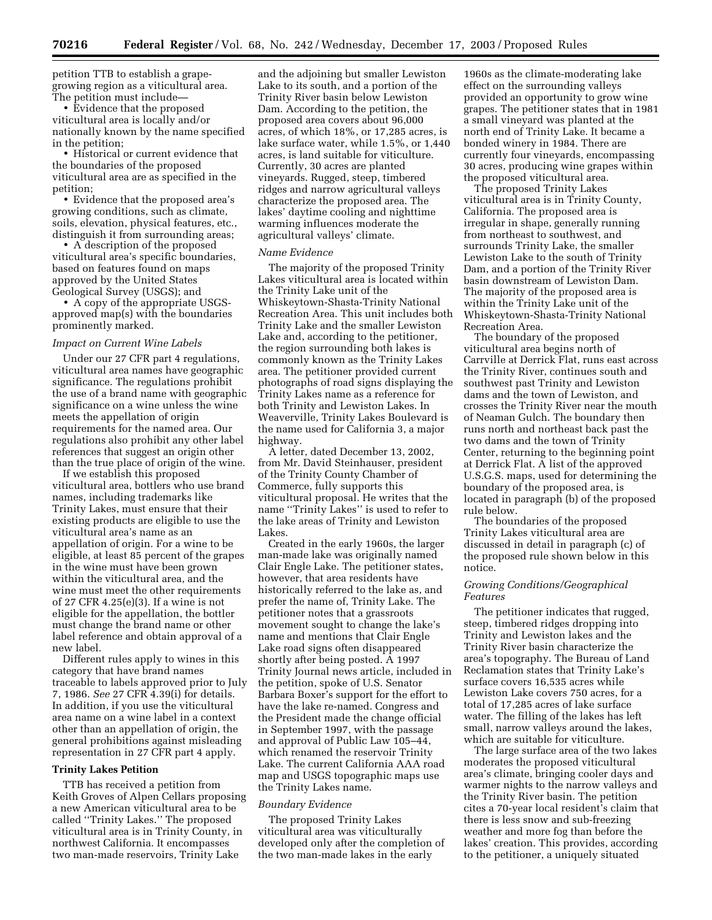petition TTB to establish a grape-growing region as a viticultural area. The petition must include—

- Evidence that the proposed viticultural area is locally and/or nationally known by the name specified in the petition;
- Historical or current evidence that the boundaries of the proposed viticultural area are as specified in the petition;
- Evidence that the proposed area's growing conditions, such as climate, soils, elevation, physical features, etc., distinguish it from surrounding areas;
- A description of the proposed viticultural area's specific boundaries, based on features found on maps approved by the United States Geological Survey (USGS); and
- A copy of the appropriate USGS-approved map(s) with the boundaries prominently marked.

*Impact on Current Wine Labels*

Under our 27 CFR part 4 regulations, viticultural area names have geographic significance. The regulations prohibit the use of a brand name with geographic significance on a wine unless the wine meets the appellation of origin requirements for the named area. Our regulations also prohibit any other label references that suggest an origin other than the true place of origin of the wine.

If we establish this proposed viticultural area, bottlers who use brand names, including trademarks like Trinity Lakes, must ensure that their existing products are eligible to use the viticultural area's name as an appellation of origin. For a wine to be eligible, at least 85 percent of the grapes in the wine must have been grown within the viticultural area, and the wine must meet the other requirements of 27 CFR 4.25(e)(3). If a wine is not eligible for the appellation, the bottler must change the brand name or other label reference and obtain approval of a new label.

Different rules apply to wines in this category that have brand names traceable to labels approved prior to July 7, 1986. *See* 27 CFR 4.39(i) for details. In addition, if you use the viticultural area name on a wine label in a context other than an appellation of origin, the general prohibitions against misleading representation in 27 CFR part 4 apply.

**Trinity Lakes Petition**

TTB has received a petition from Keith Groves of Alpen Cellars proposing a new American viticultural area to be called "Trinity Lakes." The proposed viticultural area is in Trinity County, in northwest California. It encompasses two man-made reservoirs, Trinity Lake and the adjoining but smaller Lewiston Lake to its south, and a portion of the Trinity River basin below Lewiston Dam. According to the petition, the proposed area covers about 96,000 acres, of which 18%, or 17,285 acres, is lake surface water, while 1.5%, or 1,440 acres, is land suitable for viticulture. Currently, 30 acres are planted vineyards. Rugged, steep, timbered ridges and narrow agricultural valleys characterize the proposed area. The lakes' daytime cooling and nighttime warming influences moderate the agricultural valleys' climate.

*Name Evidence*

The majority of the proposed Trinity Lakes viticultural area is located within the Trinity Lake unit of the Whiskeytown-Shasta-Trinity National Recreation Area. This unit includes both Trinity Lake and the smaller Lewiston Lake and, according to the petitioner, the region surrounding both lakes is commonly known as the Trinity Lakes area. The petitioner provided current photographs of road signs displaying the Trinity Lakes name as a reference for both Trinity and Lewiston Lakes. In Weaverville, Trinity Lakes Boulevard is the name used for California 3, a major highway.

A letter, dated December 13, 2002, from Mr. David Steinhauser, president of the Trinity County Chamber of Commerce, fully supports this viticultural proposal. He writes that the name "Trinity Lakes" is used to refer to the lake areas of Trinity and Lewiston Lakes.

Created in the early 1960s, the larger man-made lake was originally named Clair Engle Lake. The petitioner states, however, that area residents have historically referred to the lake as, and prefer the name of, Trinity Lake. The petitioner notes that a grassroots movement sought to change the lake's name and mentions that Clair Engle Lake road signs often disappeared shortly after being posted. A 1997 Trinity Journal news article, included in the petition, spoke of U.S. Senator Barbara Boxer's support for the effort to have the lake re-named. Congress and the President made the change official in September 1997, with the passage and approval of Public Law 105–44, which renamed the reservoir Trinity Lake. The current California AAA road map and USGS topographic maps use the Trinity Lakes name.

*Boundary Evidence*

The proposed Trinity Lakes viticultural area was viticulturally developed only after the completion of the two man-made lakes in the early 1960s as the climate-moderating lake effect on the surrounding valleys provided an opportunity to grow wine grapes. The petitioner states that in 1981 a small vineyard was planted at the north end of Trinity Lake. It became a bonded winery in 1984. There are currently four vineyards, encompassing 30 acres, producing wine grapes within the proposed viticultural area.

The proposed Trinity Lakes viticultural area is in Trinity County, California. The proposed area is irregular in shape, generally running from northeast to southwest, and surrounds Trinity Lake, the smaller Lewiston Lake to the south of Trinity Dam, and a portion of the Trinity River basin downstream of Lewiston Dam. The majority of the proposed area is within the Trinity Lake unit of the Whiskeytown-Shasta-Trinity National Recreation Area.

The boundary of the proposed viticultural area begins north of Carrville at Derrick Flat, runs east across the Trinity River, continues south and southwest past Trinity and Lewiston dams and the town of Lewiston, and crosses the Trinity River near the mouth of Neaman Gulch. The boundary then runs north and northeast back past the two dams and the town of Trinity Center, returning to the beginning point at Derrick Flat. A list of the approved U.S.G.S. maps, used for determining the boundary of the proposed area, is located in paragraph (b) of the proposed rule below.

The boundaries of the proposed Trinity Lakes viticultural area are discussed in detail in paragraph (c) of the proposed rule shown below in this notice.

*Growing Conditions/Geographical Features*

The petitioner indicates that rugged, steep, timbered ridges dropping into Trinity and Lewiston lakes and the Trinity River basin characterize the area's topography. The Bureau of Land Reclamation states that Trinity Lake's surface covers 16,535 acres while Lewiston Lake covers 750 acres, for a total of 17,285 acres of lake surface water. The filling of the lakes has left small, narrow valleys around the lakes, which are suitable for viticulture.

The large surface area of the two lakes moderates the proposed viticultural area's climate, bringing cooler days and warmer nights to the narrow valleys and the Trinity River basin. The petition cites a 70-year local resident's claim that there is less snow and sub-freezing weather and more fog than before the lakes' creation. This provides, according to the petitioner, a uniquely situated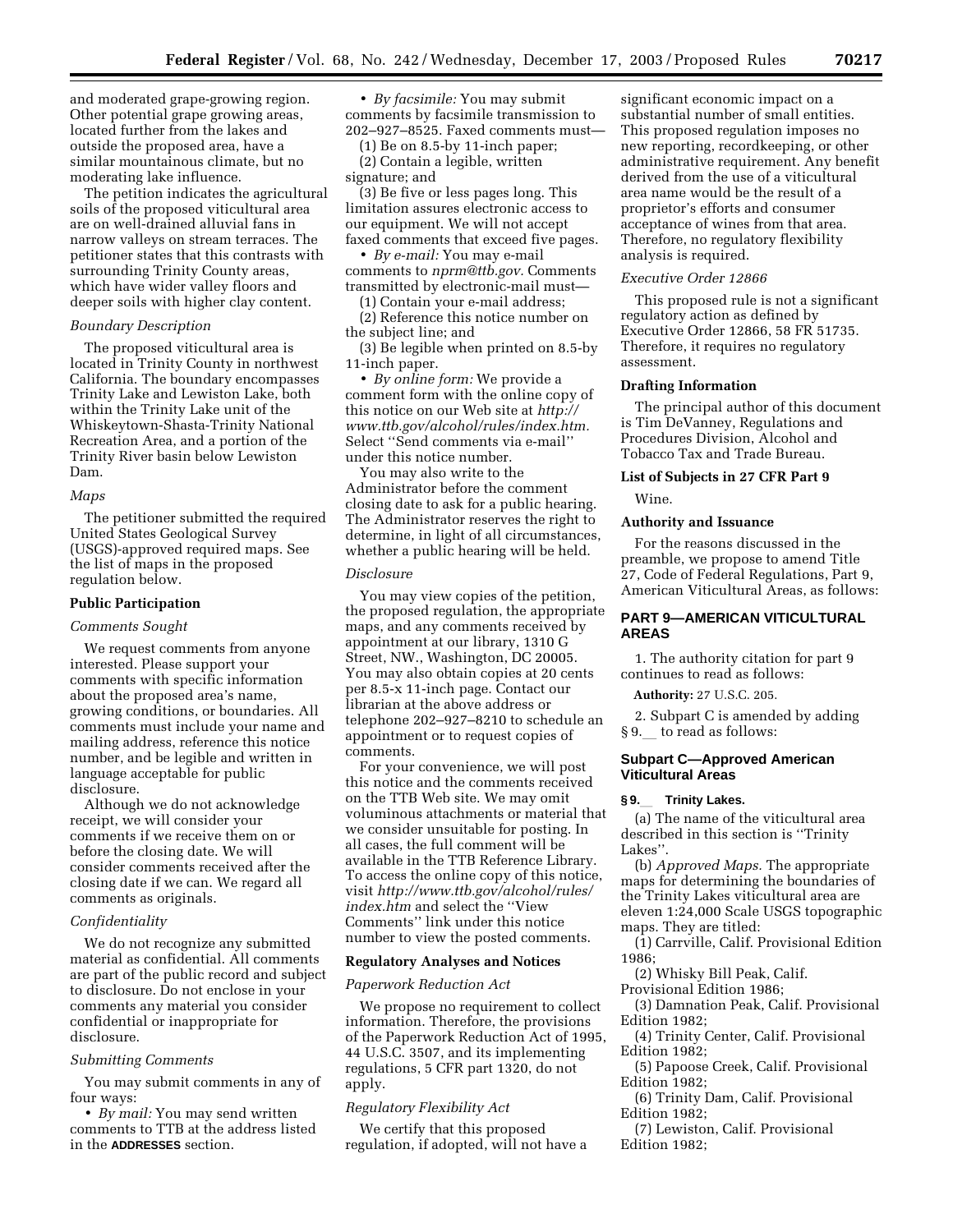and moderated grape-growing region. Other potential grape growing areas, located further from the lakes and outside the proposed area, have a similar mountainous climate, but no moderating lake influence.

The petition indicates the agricultural soils of the proposed viticultural area are on well-drained alluvial fans in narrow valleys on stream terraces. The petitioner states that this contrasts with surrounding Trinity County areas, which have wider valley floors and deeper soils with higher clay content.

*Boundary Description*

The proposed viticultural area is located in Trinity County in northwest California. The boundary encompasses Trinity Lake and Lewiston Lake, both within the Trinity Lake unit of the Whiskeytown-Shasta-Trinity National Recreation Area, and a portion of the Trinity River basin below Lewiston Dam.

*Maps*

The petitioner submitted the required United States Geological Survey (USGS)-approved required maps. See the list of maps in the proposed regulation below.

**Public Participation**

*Comments Sought*

We request comments from anyone interested. Please support your comments with specific information about the proposed area's name, growing conditions, or boundaries. All comments must include your name and mailing address, reference this notice number, and be legible and written in language acceptable for public disclosure.

Although we do not acknowledge receipt, we will consider your comments if we receive them on or before the closing date. We will consider comments received after the closing date if we can. We regard all comments as originals.

*Confidentiality*

We do not recognize any submitted material as confidential. All comments are part of the public record and subject to disclosure. Do not enclose in your comments any material you consider confidential or inappropriate for disclosure.

*Submitting Comments*

You may submit comments in any of four ways:

• *By mail:* You may send written comments to TTB at the address listed in the **ADDRESSES** section.

• *By facsimile:* You may submit comments by facsimile transmission to 202–927–8525. Faxed comments must—

(1) Be on 8.5-by 11-inch paper;

(2) Contain a legible, written signature; and

(3) Be five or less pages long. This limitation assures electronic access to our equipment. We will not accept faxed comments that exceed five pages.

• *By e-mail:* You may e-mail comments to *nprm@ttb.gov.* Comments transmitted by electronic-mail must—

(1) Contain your e-mail address;

(2) Reference this notice number on the subject line; and

(3) Be legible when printed on 8.5-by 11-inch paper.

• *By online form:* We provide a comment form with the online copy of this notice on our Web site at *http://www.ttb.gov/alcohol/rules/index.htm.* Select ''Send comments via e-mail'' under this notice number.

You may also write to the Administrator before the comment closing date to ask for a public hearing. The Administrator reserves the right to determine, in light of all circumstances, whether a public hearing will be held.

*Disclosure*

You may view copies of the petition, the proposed regulation, the appropriate maps, and any comments received by appointment at our library, 1310 G Street, NW., Washington, DC 20005. You may also obtain copies at 20 cents per 8.5-x 11-inch page. Contact our librarian at the above address or telephone 202–927–8210 to schedule an appointment or to request copies of comments.

For your convenience, we will post this notice and the comments received on the TTB Web site. We may omit voluminous attachments or material that we consider unsuitable for posting. In all cases, the full comment will be available in the TTB Reference Library. To access the online copy of this notice, visit *http://www.ttb.gov/alcohol/rules/index.htm* and select the ''View Comments'' link under this notice number to view the posted comments.

**Regulatory Analyses and Notices**

*Paperwork Reduction Act*

We propose no requirement to collect information. Therefore, the provisions of the Paperwork Reduction Act of 1995, 44 U.S.C. 3507, and its implementing regulations, 5 CFR part 1320, do not apply.

*Regulatory Flexibility Act*

We certify that this proposed regulation, if adopted, will not have a significant economic impact on a substantial number of small entities. This proposed regulation imposes no new reporting, recordkeeping, or other administrative requirement. Any benefit derived from the use of a viticultural area name would be the result of a proprietor's efforts and consumer acceptance of wines from that area. Therefore, no regulatory flexibility analysis is required.

*Executive Order 12866*

This proposed rule is not a significant regulatory action as defined by Executive Order 12866, 58 FR 51735. Therefore, it requires no regulatory assessment.

**Drafting Information**

The principal author of this document is Tim DeVanney, Regulations and Procedures Division, Alcohol and Tobacco Tax and Trade Bureau.

**List of Subjects in 27 CFR Part 9**

Wine.

**Authority and Issuance**

For the reasons discussed in the preamble, we propose to amend Title 27, Code of Federal Regulations, Part 9, American Viticultural Areas, as follows:

## PART 9—AMERICAN VITICULTURAL AREAS

1. The authority citation for part 9 continues to read as follows:

**Authority:** 27 U.S.C. 205.

2. Subpart C is amended by adding § 9.__ to read as follows:

### Subpart C—Approved American Viticultural Areas

**§ 9.__ Trinity Lakes.**

(a) The name of the viticultural area described in this section is ''Trinity Lakes''.

(b) *Approved Maps.* The appropriate maps for determining the boundaries of the Trinity Lakes viticultural area are eleven 1:24,000 Scale USGS topographic maps. They are titled:

(1) Carrville, Calif. Provisional Edition 1986;

(2) Whisky Bill Peak, Calif. Provisional Edition 1986;

(3) Damnation Peak, Calif. Provisional Edition 1982;

(4) Trinity Center, Calif. Provisional Edition 1982;

(5) Papoose Creek, Calif. Provisional Edition 1982;

(6) Trinity Dam, Calif. Provisional Edition 1982;

(7) Lewiston, Calif. Provisional Edition 1982;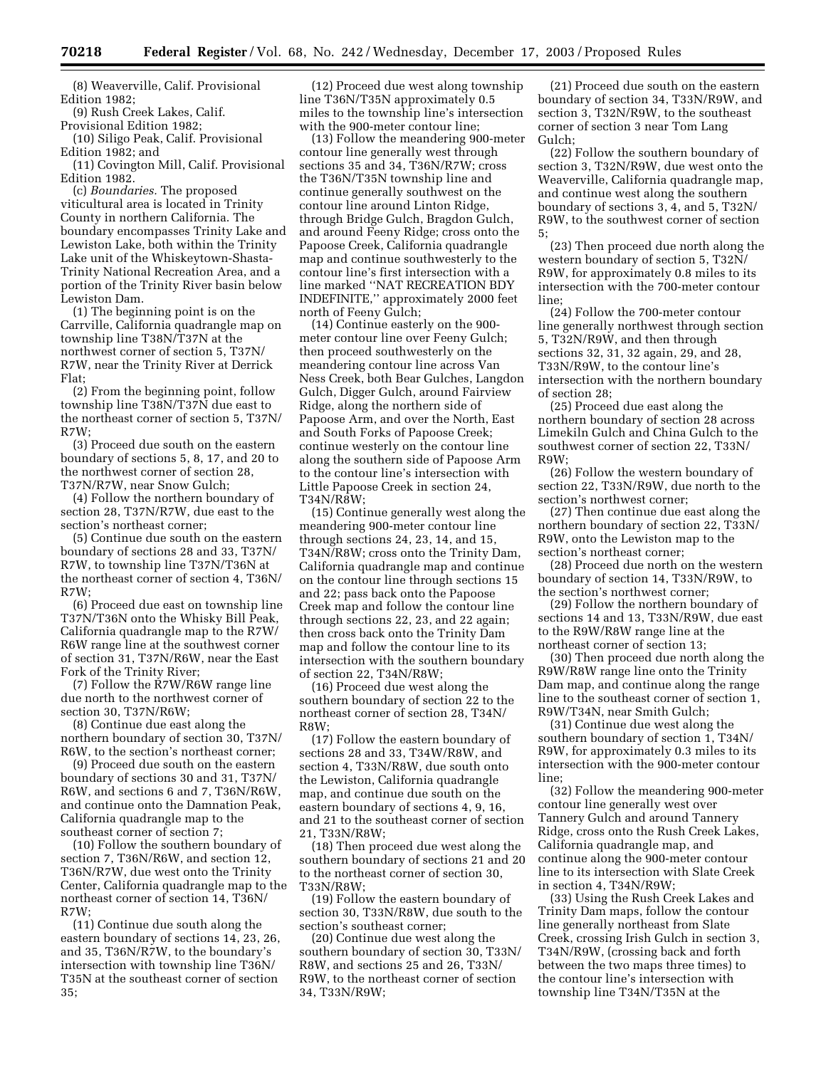(8) Weaverville, Calif. Provisional Edition 1982;

(9) Rush Creek Lakes, Calif. Provisional Edition 1982;

(10) Siligo Peak, Calif. Provisional Edition 1982; and

(11) Covington Mill, Calif. Provisional Edition 1982.

(c) *Boundaries.* The proposed viticultural area is located in Trinity County in northern California. The boundary encompasses Trinity Lake and Lewiston Lake, both within the Trinity Lake unit of the Whiskeytown-Shasta-Trinity National Recreation Area, and a portion of the Trinity River basin below Lewiston Dam.

(1) The beginning point is on the Carrville, California quadrangle map on township line T38N/T37N at the northwest corner of section 5, T37N/R7W, near the Trinity River at Derrick Flat;

(2) From the beginning point, follow township line T38N/T37N due east to the northeast corner of section 5, T37N/R7W;

(3) Proceed due south on the eastern boundary of sections 5, 8, 17, and 20 to the northwest corner of section 28, T37N/R7W, near Snow Gulch;

(4) Follow the northern boundary of section 28, T37N/R7W, due east to the section's northeast corner;

(5) Continue due south on the eastern boundary of sections 28 and 33, T37N/R7W, to township line T37N/T36N at the northeast corner of section 4, T36N/R7W;

(6) Proceed due east on township line T37N/T36N onto the Whisky Bill Peak, California quadrangle map to the R7W/R6W range line at the southwest corner of section 31, T37N/R6W, near the East Fork of the Trinity River;

(7) Follow the R7W/R6W range line due north to the northwest corner of section 30, T37N/R6W;

(8) Continue due east along the northern boundary of section 30, T37N/R6W, to the section's northeast corner;

(9) Proceed due south on the eastern boundary of sections 30 and 31, T37N/R6W, and sections 6 and 7, T36N/R6W, and continue onto the Damnation Peak, California quadrangle map to the southeast corner of section 7;

(10) Follow the southern boundary of section 7, T36N/R6W, and section 12, T36N/R7W, due west onto the Trinity Center, California quadrangle map to the northeast corner of section 14, T36N/R7W;

(11) Continue due south along the eastern boundary of sections 14, 23, 26, and 35, T36N/R7W, to the boundary's intersection with township line T36N/T35N at the southeast corner of section 35;

(12) Proceed due west along township line T36N/T35N approximately 0.5 miles to the township line's intersection with the 900-meter contour line;

(13) Follow the meandering 900-meter contour line generally west through sections 35 and 34, T36N/R7W; cross the T36N/T35N township line and continue generally southwest on the contour line around Linton Ridge, through Bridge Gulch, Bragdon Gulch, and around Feeny Ridge; cross onto the Papoose Creek, California quadrangle map and continue southwesterly to the contour line's first intersection with a line marked ''NAT RECREATION BDY INDEFINITE,'' approximately 2000 feet north of Feeny Gulch;

(14) Continue easterly on the 900-meter contour line over Feeny Gulch; then proceed southwesterly on the meandering contour line across Van Ness Creek, both Bear Gulches, Langdon Gulch, Digger Gulch, around Fairview Ridge, along the northern side of Papoose Arm, and over the North, East and South Forks of Papoose Creek; continue westerly on the contour line along the southern side of Papoose Arm to the contour line's intersection with Little Papoose Creek in section 24, T34N/R8W;

(15) Continue generally west along the meandering 900-meter contour line through sections 24, 23, 14, and 15, T34N/R8W; cross onto the Trinity Dam, California quadrangle map and continue on the contour line through sections 15 and 22; pass back onto the Papoose Creek map and follow the contour line through sections 22, 23, and 22 again; then cross back onto the Trinity Dam map and follow the contour line to its intersection with the southern boundary of section 22, T34N/R8W;

(16) Proceed due west along the southern boundary of section 22 to the northeast corner of section 28, T34N/R8W;

(17) Follow the eastern boundary of sections 28 and 33, T34W/R8W, and section 4, T33N/R8W, due south onto the Lewiston, California quadrangle map, and continue due south on the eastern boundary of sections 4, 9, 16, and 21 to the southeast corner of section 21, T33N/R8W;

(18) Then proceed due west along the southern boundary of sections 21 and 20 to the northeast corner of section 30, T33N/R8W;

(19) Follow the eastern boundary of section 30, T33N/R8W, due south to the section's southeast corner;

(20) Continue due west along the southern boundary of section 30, T33N/R8W, and sections 25 and 26, T33N/R9W, to the northeast corner of section 34, T33N/R9W;

(21) Proceed due south on the eastern boundary of section 34, T33N/R9W, and section 3, T32N/R9W, to the southeast corner of section 3 near Tom Lang Gulch;

(22) Follow the southern boundary of section 3, T32N/R9W, due west onto the Weaverville, California quadrangle map, and continue west along the southern boundary of sections 3, 4, and 5, T32N/R9W, to the southwest corner of section 5;

(23) Then proceed due north along the western boundary of section 5, T32N/R9W, for approximately 0.8 miles to its intersection with the 700-meter contour line;

(24) Follow the 700-meter contour line generally northwest through section 5, T32N/R9W, and then through sections 32, 31, 32 again, 29, and 28, T33N/R9W, to the contour line's intersection with the northern boundary of section 28;

(25) Proceed due east along the northern boundary of section 28 across Limekiln Gulch and China Gulch to the southwest corner of section 22, T33N/R9W;

(26) Follow the western boundary of section 22, T33N/R9W, due north to the section's northwest corner;

(27) Then continue due east along the northern boundary of section 22, T33N/R9W, onto the Lewiston map to the section's northeast corner;

(28) Proceed due north on the western boundary of section 14, T33N/R9W, to the section's northwest corner;

(29) Follow the northern boundary of sections 14 and 13, T33N/R9W, due east to the R9W/R8W range line at the northeast corner of section 13;

(30) Then proceed due north along the R9W/R8W range line onto the Trinity Dam map, and continue along the range line to the southeast corner of section 1, R9W/T34N, near Smith Gulch;

(31) Continue due west along the southern boundary of section 1, T34N/R9W, for approximately 0.3 miles to its intersection with the 900-meter contour line;

(32) Follow the meandering 900-meter contour line generally west over Tannery Gulch and around Tannery Ridge, cross onto the Rush Creek Lakes, California quadrangle map, and continue along the 900-meter contour line to its intersection with Slate Creek in section 4, T34N/R9W;

(33) Using the Rush Creek Lakes and Trinity Dam maps, follow the contour line generally northeast from Slate Creek, crossing Irish Gulch in section 3, T34N/R9W, (crossing back and forth between the two maps three times) to the contour line's intersection with township line T34N/T35N at the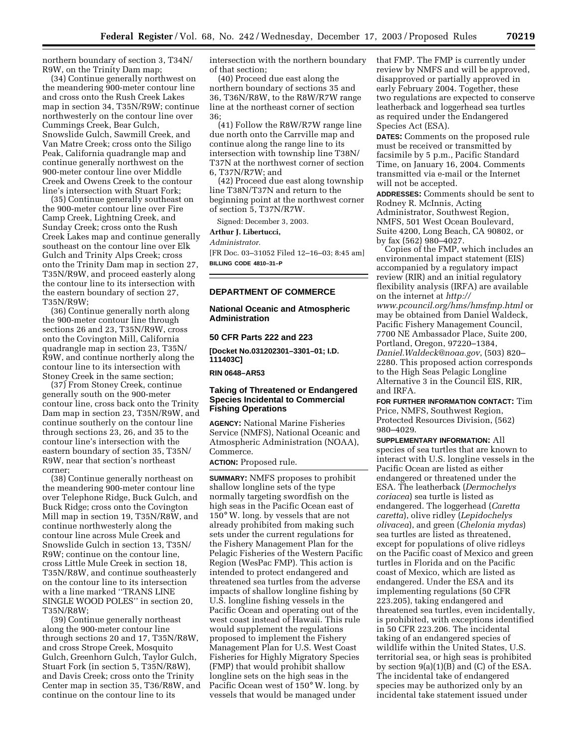northern boundary of section 3, T34N/R9W, on the Trinity Dam map;

(34) Continue generally northwest on the meandering 900-meter contour line and cross onto the Rush Creek Lakes map in section 34, T35N/R9W; continue northwesterly on the contour line over Cummings Creek, Bear Gulch, Snowslide Gulch, Sawmill Creek, and Van Matre Creek; cross onto the Siligo Peak, California quadrangle map and continue generally northwest on the 900-meter contour line over Middle Creek and Owens Creek to the contour line's intersection with Stuart Fork;

(35) Continue generally southeast on the 900-meter contour line over Fire Camp Creek, Lightning Creek, and Sunday Creek; cross onto the Rush Creek Lakes map and continue generally southeast on the contour line over Elk Gulch and Trinity Alps Creek; cross onto the Trinity Dam map in section 27, T35N/R9W, and proceed easterly along the contour line to its intersection with the eastern boundary of section 27, T35N/R9W;

(36) Continue generally north along the 900-meter contour line through sections 26 and 23, T35N/R9W, cross onto the Covington Mill, California quadrangle map in section 23, T35N/R9W, and continue northerly along the contour line to its intersection with Stoney Creek in the same section;

(37) From Stoney Creek, continue generally south on the 900-meter contour line, cross back onto the Trinity Dam map in section 23, T35N/R9W, and continue southerly on the contour line through sections 23, 26, and 35 to the contour line's intersection with the eastern boundary of section 35, T35N/R9W, near that section's northeast corner;

(38) Continue generally northeast on the meandering 900-meter contour line over Telephone Ridge, Buck Gulch, and Buck Ridge; cross onto the Covington Mill map in section 19, T35N/R8W, and continue northwesterly along the contour line across Mule Creek and Snowslide Gulch in section 13, T35N/R9W; continue on the contour line, cross Little Mule Creek in section 18, T35N/R8W, and continue southeasterly on the contour line to its intersection with a line marked ''TRANS LINE SINGLE WOOD POLES'' in section 20, T35N/R8W;

(39) Continue generally northeast along the 900-meter contour line through sections 20 and 17, T35N/R8W, and cross Strope Creek, Mosquito Gulch, Greenhorn Gulch, Taylor Gulch, Stuart Fork (in section 5, T35N/R8W), and Davis Creek; cross onto the Trinity Center map in section 35, T36/R8W, and continue on the contour line to its intersection with the northern boundary of that section;

(40) Proceed due east along the northern boundary of sections 35 and 36, T36N/R8W, to the R8W/R7W range line at the northeast corner of section 36;

(41) Follow the R8W/R7W range line due north onto the Carrville map and continue along the range line to its intersection with township line T38N/T37N at the northwest corner of section 6, T37N/R7W; and

(42) Proceed due east along township line T38N/T37N and return to the beginning point at the northwest corner of section 5, T37N/R7W.

Signed: December 3, 2003.

**Arthur J. Libertucci,**

*Administrator.*

[FR Doc. 03–31052 Filed 12–16–03; 8:45 am]

**BILLING CODE 4810–31–P**

---

## DEPARTMENT OF COMMERCE

### National Oceanic and Atmospheric Administration

### 50 CFR Parts 222 and 223

**[Docket No.031202301–3301–01; I.D. 111403C]**

**RIN 0648–AR53**

### Taking of Threatened or Endangered Species Incidental to Commercial Fishing Operations

**AGENCY:** National Marine Fisheries Service (NMFS), National Oceanic and Atmospheric Administration (NOAA), Commerce.

**ACTION:** Proposed rule.

**SUMMARY:** NMFS proposes to prohibit shallow longline sets of the type normally targeting swordfish on the high seas in the Pacific Ocean east of 150° W. long. by vessels that are not already prohibited from making such sets under the current regulations for the Fishery Management Plan for the Pelagic Fisheries of the Western Pacific Region (WesPac FMP). This action is intended to protect endangered and threatened sea turtles from the adverse impacts of shallow longline fishing by U.S. longline fishing vessels in the Pacific Ocean and operating out of the west coast instead of Hawaii. This rule would supplement the regulations proposed to implement the Fishery Management Plan for U.S. West Coast Fisheries for Highly Migratory Species (FMP) that would prohibit shallow longline sets on the high seas in the Pacific Ocean west of 150° W. long. by vessels that would be managed under that FMP. The FMP is currently under review by NMFS and will be approved, disapproved or partially approved in early February 2004. Together, these two regulations are expected to conserve leatherback and loggerhead sea turtles as required under the Endangered Species Act (ESA).

**DATES:** Comments on the proposed rule must be received or transmitted by facsimile by 5 p.m., Pacific Standard Time, on January 16, 2004. Comments transmitted via e-mail or the Internet will not be accepted.

**ADDRESSES:** Comments should be sent to Rodney R. McInnis, Acting Administrator, Southwest Region, NMFS, 501 West Ocean Boulevard, Suite 4200, Long Beach, CA 90802, or by fax (562) 980–4027.

Copies of the FMP, which includes an environmental impact statement (EIS) accompanied by a regulatory impact review (RIR) and an initial regulatory flexibility analysis (IRFA) are available on the internet at *http://www.pcouncil.org/hms/hmsfmp.html* or may be obtained from Daniel Waldeck, Pacific Fishery Management Council, 7700 NE Ambassador Place, Suite 200, Portland, Oregon, 97220–1384, *Daniel.Waldeck@noaa.gov*, (503) 820–2280. This proposed action corresponds to the High Seas Pelagic Longline Alternative 3 in the Council EIS, RIR, and IRFA.

**FOR FURTHER INFORMATION CONTACT:** Tim Price, NMFS, Southwest Region, Protected Resources Division, (562) 980–4029.

**SUPPLEMENTARY INFORMATION:** All species of sea turtles that are known to interact with U.S. longline vessels in the Pacific Ocean are listed as either endangered or threatened under the ESA. The leatherback (*Dermochelys coriacea*) sea turtle is listed as endangered. The loggerhead (*Caretta caretta*), olive ridley (*Lepidochelys olivacea*), and green (*Chelonia mydas*) sea turtles are listed as threatened, except for populations of olive ridleys on the Pacific coast of Mexico and green turtles in Florida and on the Pacific coast of Mexico, which are listed as endangered. Under the ESA and its implementing regulations (50 CFR 223.205), taking endangered and threatened sea turtles, even incidentally, is prohibited, with exceptions identified in 50 CFR 223.206. The incidental taking of an endangered species of wildlife within the United States, U.S. territorial sea, or high seas is prohibited by section 9(a)(1)(B) and (C) of the ESA. The incidental take of endangered species may be authorized only by an incidental take statement issued under